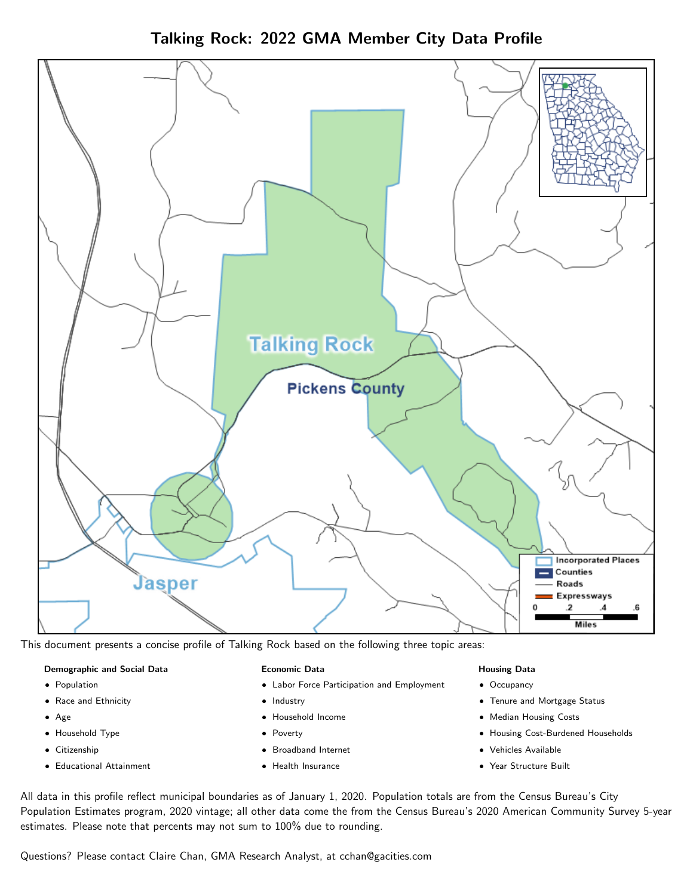# Talking Rock: 2022 GMA Member City Data Profile

This document presents a concise profile of Talking Rock based on the following three topic areas:

**Demographic and Social Data**

- Population
- Race and Ethnicity
- Age
- Household Type
- Citizenship
- Educational Attainment

**Economic Data**

- Labor Force Participation and Employment
- Industry
- Household Income
- Poverty
- Broadband Internet
- Health Insurance

**Housing Data**

- Occupancy
- Tenure and Mortgage Status
- Median Housing Costs
- Housing Cost-Burdened Households
- Vehicles Available
- Year Structure Built

All data in this profile reflect municipal boundaries as of January 1, 2020. Population totals are from the Census Bureau's City Population Estimates program, 2020 vintage; all other data come the from the Census Bureau's 2020 American Community Survey 5-year estimates. Please note that percents may not sum to 100% due to rounding.

Questions? Please contact Claire Chan, GMA Research Analyst, at cchan@gacities.com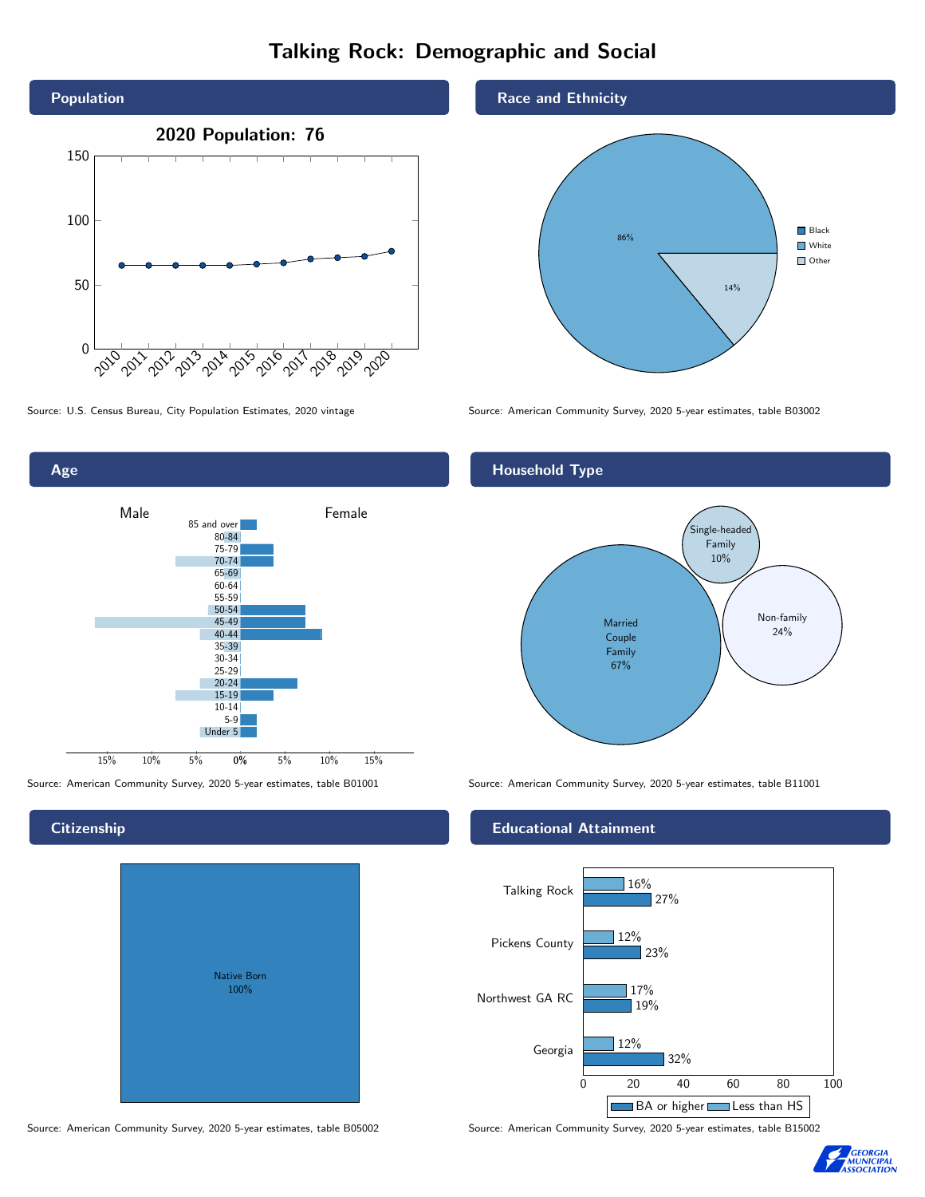# Talking Rock: Demographic and Social

## Population

**2020 Population: 76**

Source: U.S. Census Bureau, City Population Estimates, 2020 vintage

## Race and Ethnicity

- Black
- White: 86%
- Other: 14%

Source: American Community Survey, 2020 5-year estimates, table B03002

## Age

Male / Female

85 and over, 80-84, 75-79, 70-74, 65-69, 60-64, 55-59, 50-54, 45-49, 40-44, 35-39, 30-34, 25-29, 20-24, 15-19, 10-14, 5-9, Under 5

Source: American Community Survey, 2020 5-year estimates, table B01001

## Household Type

- Married Couple Family: 67%
- Single-headed Family: 10%
- Non-family: 24%

Source: American Community Survey, 2020 5-year estimates, table B11001

## Citizenship

Native Born 100%

Source: American Community Survey, 2020 5-year estimates, table B05002

## Educational Attainment

| | Less than HS | BA or higher |
|---|---|---|
| Talking Rock | 16% | 27% |
| Pickens County | 12% | 23% |
| Northwest GA RC | 17% | 19% |
| Georgia | 12% | 32% |

Source: American Community Survey, 2020 5-year estimates, table B15002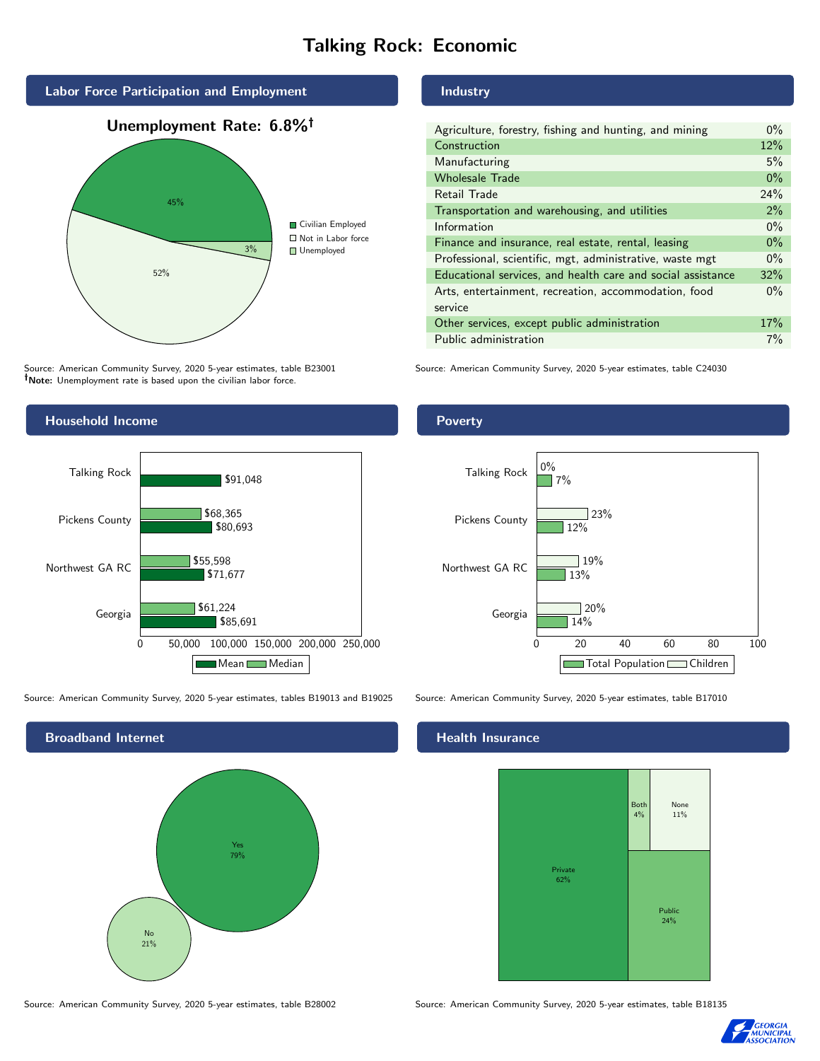# Talking Rock: Economic

## Labor Force Participation and Employment

**Unemployment Rate: 6.8%†**

| Category | Percent |
|---|---|
| Civilian Employed | 45% |
| Not in Labor force | 52% |
| Unemployed | 3% |

Source: American Community Survey, 2020 5-year estimates, table B23001
**†Note:** Unemployment rate is based upon the civilian labor force.

## Industry

| Industry | Percent |
|---|---|
| Agriculture, forestry, fishing and hunting, and mining | 0% |
| Construction | 12% |
| Manufacturing | 5% |
| Wholesale Trade | 0% |
| Retail Trade | 24% |
| Transportation and warehousing, and utilities | 2% |
| Information | 0% |
| Finance and insurance, real estate, rental, leasing | 0% |
| Professional, scientific, mgt, administrative, waste mgt | 0% |
| Educational services, and health care and social assistance | 32% |
| Arts, entertainment, recreation, accommodation, food service | 0% |
| Other services, except public administration | 17% |
| Public administration | 7% |

Source: American Community Survey, 2020 5-year estimates, table C24030

## Household Income

| | Median | Mean |
|---|---|---|
| Talking Rock | | $91,048 |
| Pickens County | $68,365 | $80,693 |
| Northwest GA RC | $55,598 | $71,677 |
| Georgia | $61,224 | $85,691 |

Source: American Community Survey, 2020 5-year estimates, tables B19013 and B19025

## Poverty

| | Children | Total Population |
|---|---|---|
| Talking Rock | 0% | 7% |
| Pickens County | 23% | 12% |
| Northwest GA RC | 19% | 13% |
| Georgia | 20% | 14% |

Source: American Community Survey, 2020 5-year estimates, table B17010

## Broadband Internet

| | Percent |
|---|---|
| Yes | 79% |
| No | 21% |

Source: American Community Survey, 2020 5-year estimates, table B28002

## Health Insurance

| | Percent |
|---|---|
| Private | 62% |
| Public | 24% |
| Both | 4% |
| None | 11% |

Source: American Community Survey, 2020 5-year estimates, table B18135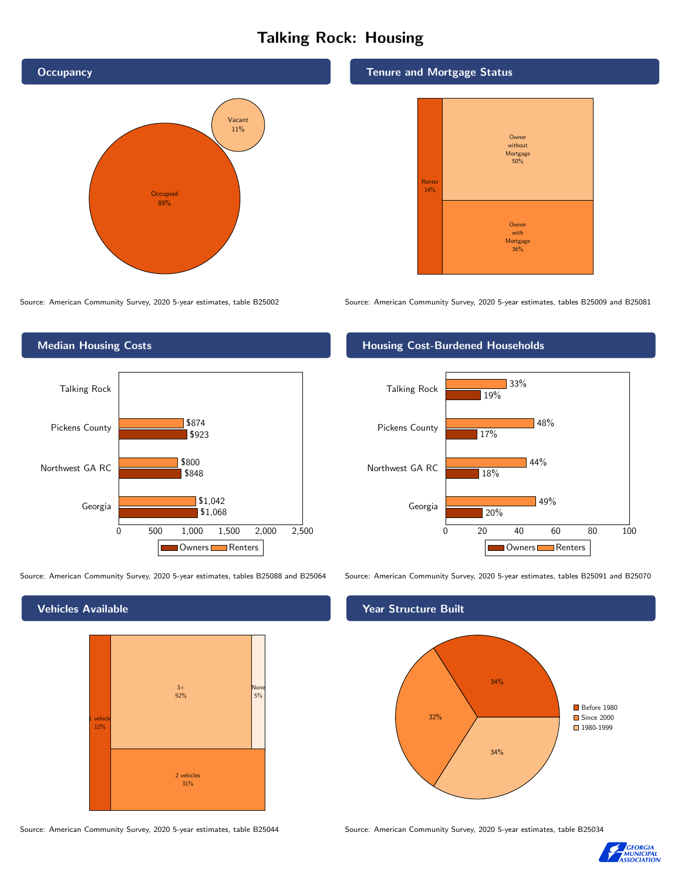# Talking Rock: Housing

## Occupancy

Vacant
11%

Occupied
89%

Source: American Community Survey, 2020 5-year estimates, table B25002

## Tenure and Mortgage Status

Renter
14%

Owner without Mortgage
50%

Owner with Mortgage
36%

Source: American Community Survey, 2020 5-year estimates, tables B25009 and B25081

## Median Housing Costs

Talking Rock

Pickens County
$874
$923

Northwest GA RC
$800
$848

Georgia
$1,042
$1,068

0 500 1,000 1,500 2,000 2,500

Owners Renters

Source: American Community Survey, 2020 5-year estimates, tables B25088 and B25064

## Housing Cost-Burdened Households

Talking Rock
33%
19%

Pickens County
48%
17%

Northwest GA RC
44%
18%

Georgia
49%
20%

0 20 40 60 80 100

Owners Renters

Source: American Community Survey, 2020 5-year estimates, tables B25091 and B25070

## Vehicles Available

1 vehicle
12%

3+
52%

None
5%

2 vehicles
31%

Source: American Community Survey, 2020 5-year estimates, table B25044

## Year Structure Built

34%

32%

34%

Before 1980
Since 2000
1980-1999

Source: American Community Survey, 2020 5-year estimates, table B25034

GEORGIA MUNICIPAL ASSOCIATION